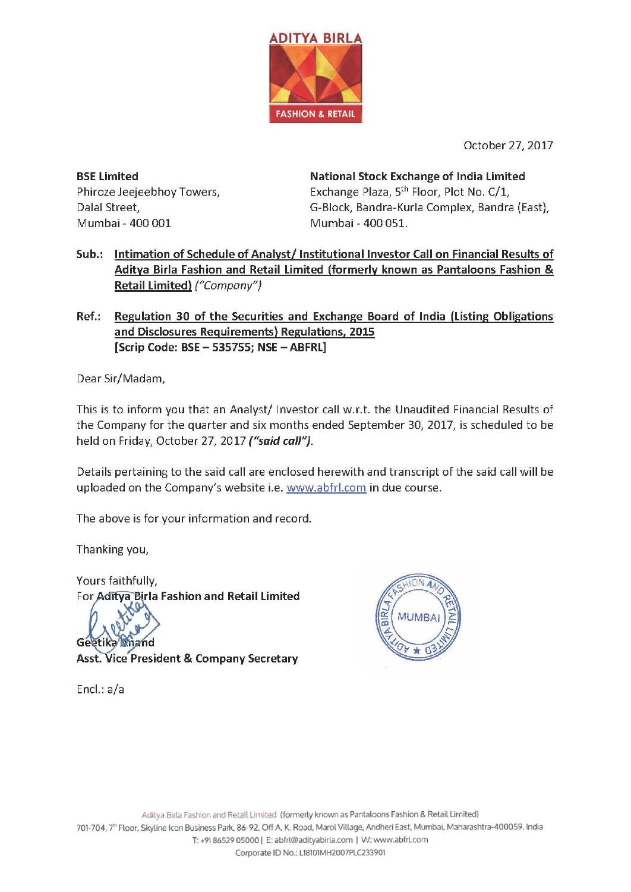ADITYA BIRLA

FASHION & RETAIL

October 27, 2017

**BSE Limited**
Phiroze Jeejeebhoy Towers,
Dalal Street,
Mumbai - 400 001

**National Stock Exchange of India Limited**
Exchange Plaza, 5th Floor, Plot No. C/1,
G-Block, Bandra-Kurla Complex, Bandra (East),
Mumbai - 400 051.

**Sub.: <u>Intimation of Schedule of Analyst/ Institutional Investor Call on Financial Results of Aditya Birla Fashion and Retail Limited (formerly known as Pantaloons Fashion & Retail Limited)</u>** *("Company")*

**Ref.: <u>Regulation 30 of the Securities and Exchange Board of India (Listing Obligations and Disclosures Requirements) Regulations, 2015</u>**
**[Scrip Code: BSE – 535755; NSE – ABFRL]**

Dear Sir/Madam,

This is to inform you that an Analyst/ Investor call w.r.t. the Unaudited Financial Results of the Company for the quarter and six months ended September 30, 2017, is scheduled to be held on Friday, October 27, 2017 ***("said call")***.

Details pertaining to the said call are enclosed herewith and transcript of the said call will be uploaded on the Company's website i.e. www.abfrl.com in due course.

The above is for your information and record.

Thanking you,

Yours faithfully,
For **Aditya Birla Fashion and Retail Limited**

**Geetika Anand**
**Asst. Vice President & Company Secretary**

Encl.: a/a

Aditya Birla Fashion and Retail Limited (formerly known as Pantaloons Fashion & Retail Limited)
701-704, 7th Floor, Skyline Icon Business Park, 86-92, Off A. K. Road, Marol Village, Andheri East, Mumbai, Maharashtra-400059. India
T: +91 86529 05000 | E: abfrl@adityabirla.com | W: www.abfrl.com
Corporate ID No.: L18101MH2007PLC233901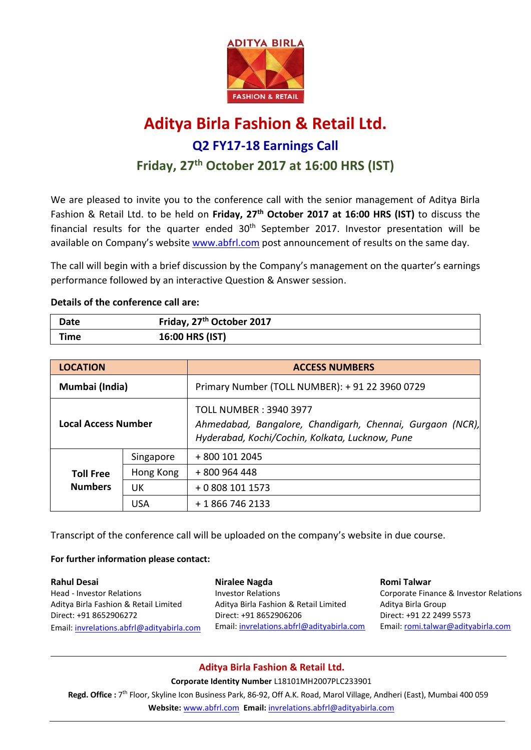# Aditya Birla Fashion & Retail Ltd.

## Q2 FY17-18 Earnings Call

## Friday, 27th October 2017 at 16:00 HRS (IST)

We are pleased to invite you to the conference call with the senior management of Aditya Birla Fashion & Retail Ltd. to be held on **Friday, 27th October 2017 at 16:00 HRS (IST)** to discuss the financial results for the quarter ended 30th September 2017. Investor presentation will be available on Company's website www.abfrl.com post announcement of results on the same day.

The call will begin with a brief discussion by the Company's management on the quarter's earnings performance followed by an interactive Question & Answer session.

**Details of the conference call are:**

| | |
|---|---|
| **Date** | **Friday, 27th October 2017** |
| **Time** | **16:00 HRS (IST)** |

| LOCATION | | ACCESS NUMBERS |
|---|---|---|
| **Mumbai (India)** | | Primary Number (TOLL NUMBER): + 91 22 3960 0729 |
| **Local Access Number** | | TOLL NUMBER : 3940 3977<br>*Ahmedabad, Bangalore, Chandigarh, Chennai, Gurgaon (NCR), Hyderabad, Kochi/Cochin, Kolkata, Lucknow, Pune* |
| **Toll Free Numbers** | Singapore | + 800 101 2045 |
| | Hong Kong | + 800 964 448 |
| | UK | + 0 808 101 1573 |
| | USA | + 1 866 746 2133 |

Transcript of the conference call will be uploaded on the company's website in due course.

**For further information please contact:**

**Rahul Desai**
Head - Investor Relations
Aditya Birla Fashion & Retail Limited
Direct: +91 8652906272
Email: invrelations.abfrl@adityabirla.com

**Niralee Nagda**
Investor Relations
Aditya Birla Fashion & Retail Limited
Direct: +91 8652906206
Email: invrelations.abfrl@adityabirla.com

**Romi Talwar**
Corporate Finance & Investor Relations
Aditya Birla Group
Direct: +91 22 2499 5573
Email: romi.talwar@adityabirla.com

**Aditya Birla Fashion & Retail Ltd.**
**Corporate Identity Number** L18101MH2007PLC233901
**Regd. Office :** 7th Floor, Skyline Icon Business Park, 86-92, Off A.K. Road, Marol Village, Andheri (East), Mumbai 400 059
**Website:** www.abfrl.com **Email:** invrelations.abfrl@adityabirla.com